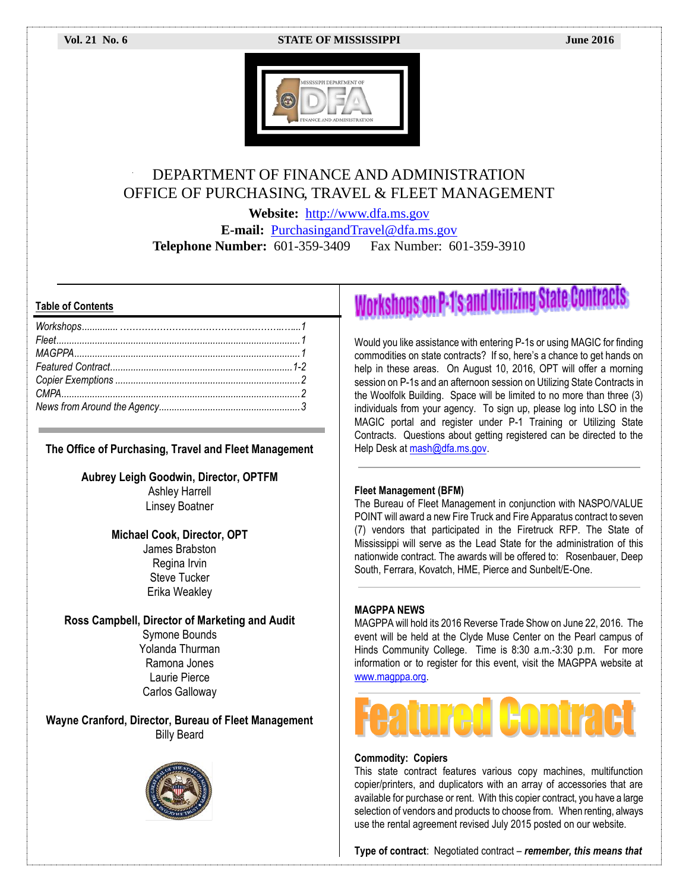Vol. 21 No. 6 — STATE OF MISSISSIPPI — June 2016

# DEPARTMENT OF FINANCE AND ADMINISTRATION
# OFFICE OF PURCHASING, TRAVEL & FLEET MANAGEMENT

**Website:** http://www.dfa.ms.gov
**E-mail:** PurchasingandTravel@dfa.ms.gov
**Telephone Number:** 601-359-3409 Fax Number: 601-359-3910

**Table of Contents**

*Workshops*............................................................1
*Fleet*.....................................................................1
*MAGPPA*................................................................1
*Featured Contract*.................................................1-2
*Copier Exemptions*..................................................2
*CMPA*......................................................................2
*News from Around the Agency*.................................3

**The Office of Purchasing, Travel and Fleet Management**

**Aubrey Leigh Goodwin, Director, OPTFM**
Ashley Harrell
Linsey Boatner

**Michael Cook, Director, OPT**
James Brabston
Regina Irvin
Steve Tucker
Erika Weakley

**Ross Campbell, Director of Marketing and Audit**
Symone Bounds
Yolanda Thurman
Ramona Jones
Laurie Pierce
Carlos Galloway

**Wayne Cranford, Director, Bureau of Fleet Management**
Billy Beard

## Workshops on P-1's and Utilizing State Contracts

Would you like assistance with entering P-1s or using MAGIC for finding commodities on state contracts? If so, here's a chance to get hands on help in these areas. On August 10, 2016, OPT will offer a morning session on P-1s and an afternoon session on Utilizing State Contracts in the Woolfolk Building. Space will be limited to no more than three (3) individuals from your agency. To sign up, please log into LSO in the MAGIC portal and register under P-1 Training or Utilizing State Contracts. Questions about getting registered can be directed to the Help Desk at mash@dfa.ms.gov.

### Fleet Management (BFM)

The Bureau of Fleet Management in conjunction with NASPO/VALUE POINT will award a new Fire Truck and Fire Apparatus contract to seven (7) vendors that participated in the Firetruck RFP. The State of Mississippi will serve as the Lead State for the administration of this nationwide contract. The awards will be offered to: Rosenbauer, Deep South, Ferrara, Kovatch, HME, Pierce and Sunbelt/E-One.

### MAGPPA NEWS

MAGPPA will hold its 2016 Reverse Trade Show on June 22, 2016. The event will be held at the Clyde Muse Center on the Pearl campus of Hinds Community College. Time is 8:30 a.m.-3:30 p.m. For more information or to register for this event, visit the MAGPPA website at www.magppa.org.

## Featured Contract

**Commodity: Copiers**

This state contract features various copy machines, multifunction copier/printers, and duplicators with an array of accessories that are available for purchase or rent. With this copier contract, you have a large selection of vendors and products to choose from. When renting, always use the rental agreement revised July 2015 posted on our website.

**Type of contract**: Negotiated contract – ***remember, this means that***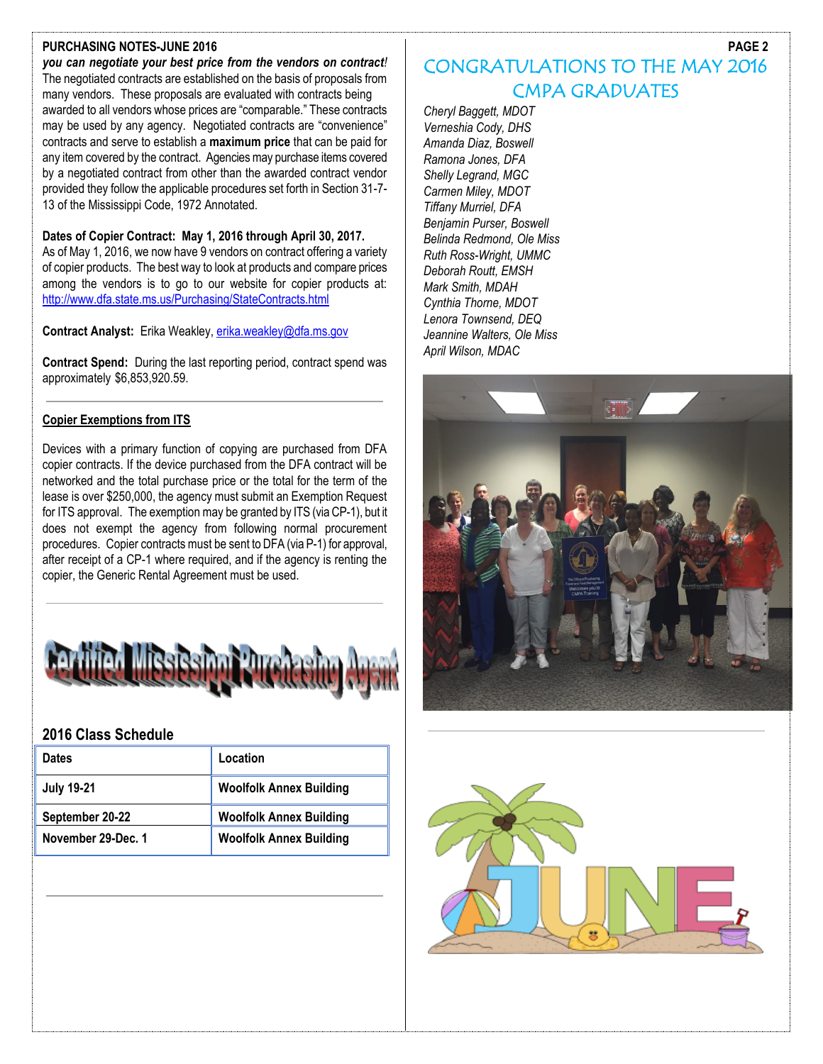**PURCHASING NOTES-JUNE 2016**

***you can negotiate your best price from the vendors on contract!*** The negotiated contracts are established on the basis of proposals from many vendors. These proposals are evaluated with contracts being awarded to all vendors whose prices are "comparable." These contracts may be used by any agency. Negotiated contracts are "convenience" contracts and serve to establish a **maximum price** that can be paid for any item covered by the contract. Agencies may purchase items covered by a negotiated contract from other than the awarded contract vendor provided they follow the applicable procedures set forth in Section 31-7-13 of the Mississippi Code, 1972 Annotated.

**Dates of Copier Contract: May 1, 2016 through April 30, 2017.**
As of May 1, 2016, we now have 9 vendors on contract offering a variety of copier products. The best way to look at products and compare prices among the vendors is to go to our website for copier products at: http://www.dfa.state.ms.us/Purchasing/StateContracts.html

**Contract Analyst:** Erika Weakley, erika.weakley@dfa.ms.gov

**Contract Spend:** During the last reporting period, contract spend was approximately $6,853,920.59.

---

**Copier Exemptions from ITS**

Devices with a primary function of copying are purchased from DFA copier contracts. If the device purchased from the DFA contract will be networked and the total purchase price or the total for the term of the lease is over $250,000, the agency must submit an Exemption Request for ITS approval. The exemption may be granted by ITS (via CP-1), but it does not exempt the agency from following normal procurement procedures. Copier contracts must be sent to DFA (via P-1) for approval, after receipt of a CP-1 where required, and if the agency is renting the copier, the Generic Rental Agreement must be used.

---

# Certified Mississippi Purchasing Agent

## 2016 Class Schedule

| Dates | Location |
|---|---|
| July 19-21 | Woolfolk Annex Building |
| September 20-22 | Woolfolk Annex Building |
| November 29-Dec. 1 | Woolfolk Annex Building |

---

## CONGRATULATIONS TO THE MAY 2016 CMPA GRADUATES

*Cheryl Baggett, MDOT*
*Verneshia Cody, DHS*
*Amanda Diaz, Boswell*
*Ramona Jones, DFA*
*Shelly Legrand, MGC*
*Carmen Miley, MDOT*
*Tiffany Murriel, DFA*
*Benjamin Purser, Boswell*
*Belinda Redmond, Ole Miss*
*Ruth Ross-Wright, UMMC*
*Deborah Routt, EMSH*
*Mark Smith, MDAH*
*Cynthia Thorne, MDOT*
*Lenora Townsend, DEQ*
*Jeannine Walters, Ole Miss*
*April Wilson, MDAC*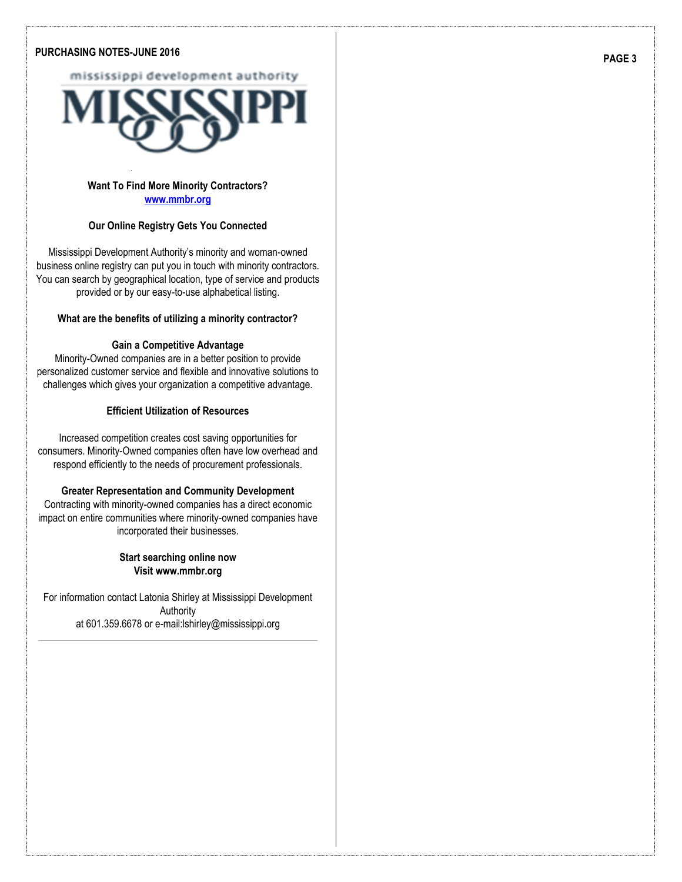mississippi development authority

MISSISSIPPI

**Want To Find More Minority Contractors?**
**www.mmbr.org**

**Our Online Registry Gets You Connected**

Mississippi Development Authority's minority and woman-owned business online registry can put you in touch with minority contractors. You can search by geographical location, type of service and products provided or by our easy-to-use alphabetical listing.

**What are the benefits of utilizing a minority contractor?**

**Gain a Competitive Advantage**
Minority-Owned companies are in a better position to provide personalized customer service and flexible and innovative solutions to challenges which gives your organization a competitive advantage.

**Efficient Utilization of Resources**

Increased competition creates cost saving opportunities for consumers. Minority-Owned companies often have low overhead and respond efficiently to the needs of procurement professionals.

**Greater Representation and Community Development**
Contracting with minority-owned companies has a direct economic impact on entire communities where minority-owned companies have incorporated their businesses.

**Start searching online now**
**Visit www.mmbr.org**

For information contact Latonia Shirley at Mississippi Development Authority
at 601.359.6678 or e-mail:lshirley@mississippi.org